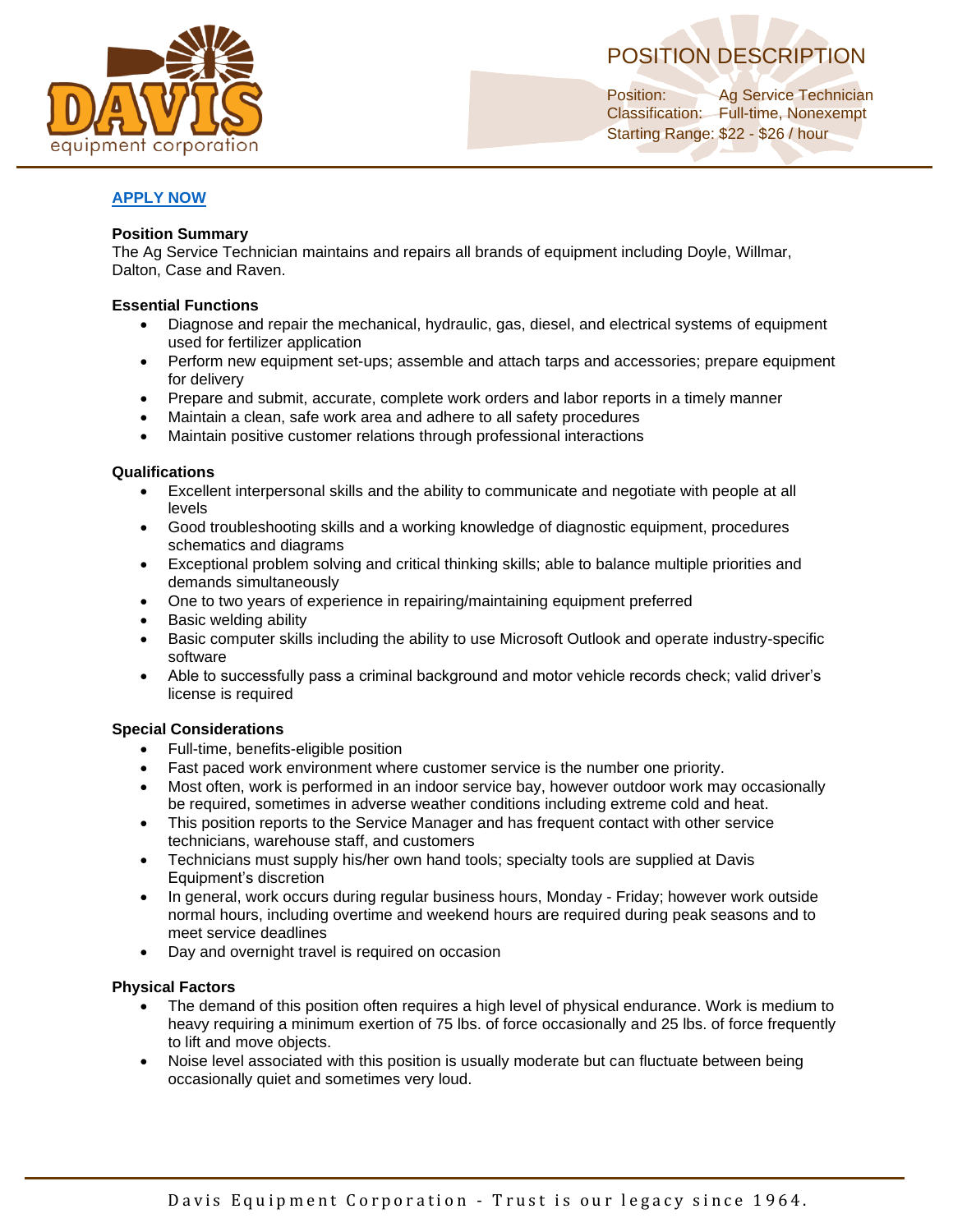DAVIS equipment corporation

# POSITION DESCRIPTION

Position: Ag Service Technician
Classification: Full-time, Nonexempt
Starting Range: $22 - $26 / hour

**APPLY NOW**

**Position Summary**

The Ag Service Technician maintains and repairs all brands of equipment including Doyle, Willmar, Dalton, Case and Raven.

**Essential Functions**

- Diagnose and repair the mechanical, hydraulic, gas, diesel, and electrical systems of equipment used for fertilizer application
- Perform new equipment set-ups; assemble and attach tarps and accessories; prepare equipment for delivery
- Prepare and submit, accurate, complete work orders and labor reports in a timely manner
- Maintain a clean, safe work area and adhere to all safety procedures
- Maintain positive customer relations through professional interactions

**Qualifications**

- Excellent interpersonal skills and the ability to communicate and negotiate with people at all levels
- Good troubleshooting skills and a working knowledge of diagnostic equipment, procedures schematics and diagrams
- Exceptional problem solving and critical thinking skills; able to balance multiple priorities and demands simultaneously
- One to two years of experience in repairing/maintaining equipment preferred
- Basic welding ability
- Basic computer skills including the ability to use Microsoft Outlook and operate industry-specific software
- Able to successfully pass a criminal background and motor vehicle records check; valid driver's license is required

**Special Considerations**

- Full-time, benefits-eligible position
- Fast paced work environment where customer service is the number one priority.
- Most often, work is performed in an indoor service bay, however outdoor work may occasionally be required, sometimes in adverse weather conditions including extreme cold and heat.
- This position reports to the Service Manager and has frequent contact with other service technicians, warehouse staff, and customers
- Technicians must supply his/her own hand tools; specialty tools are supplied at Davis Equipment's discretion
- In general, work occurs during regular business hours, Monday - Friday; however work outside normal hours, including overtime and weekend hours are required during peak seasons and to meet service deadlines
- Day and overnight travel is required on occasion

**Physical Factors**

- The demand of this position often requires a high level of physical endurance. Work is medium to heavy requiring a minimum exertion of 75 lbs. of force occasionally and 25 lbs. of force frequently to lift and move objects.
- Noise level associated with this position is usually moderate but can fluctuate between being occasionally quiet and sometimes very loud.

Davis Equipment Corporation - Trust is our legacy since 1964.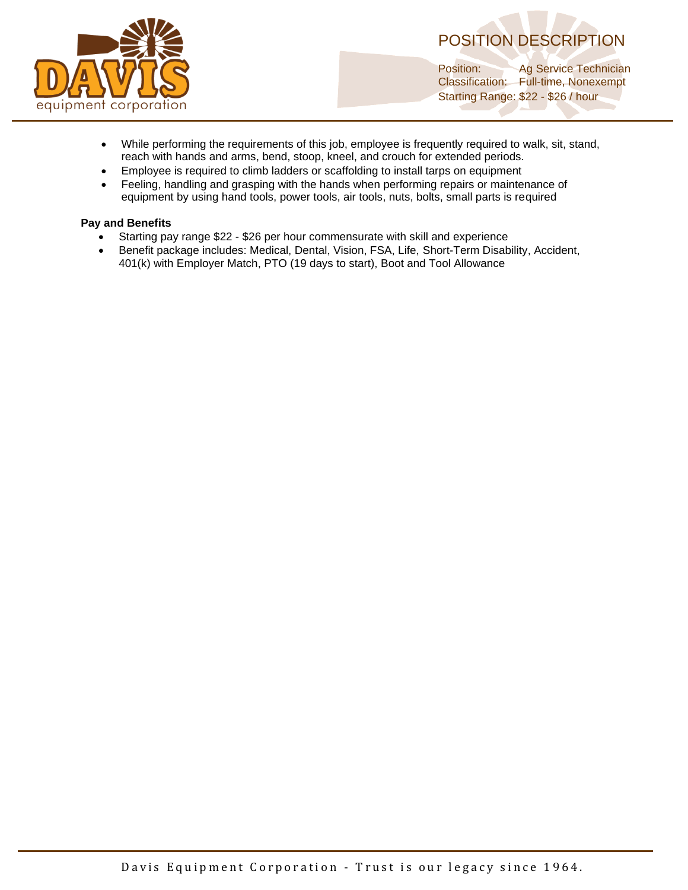# POSITION DESCRIPTION

Position: Ag Service Technician
Classification: Full-time, Nonexempt
Starting Range: $22 - $26 / hour

- While performing the requirements of this job, employee is frequently required to walk, sit, stand, reach with hands and arms, bend, stoop, kneel, and crouch for extended periods.
- Employee is required to climb ladders or scaffolding to install tarps on equipment
- Feeling, handling and grasping with the hands when performing repairs or maintenance of equipment by using hand tools, power tools, air tools, nuts, bolts, small parts is required

**Pay and Benefits**

- Starting pay range $22 - $26 per hour commensurate with skill and experience
- Benefit package includes: Medical, Dental, Vision, FSA, Life, Short-Term Disability, Accident, 401(k) with Employer Match, PTO (19 days to start), Boot and Tool Allowance